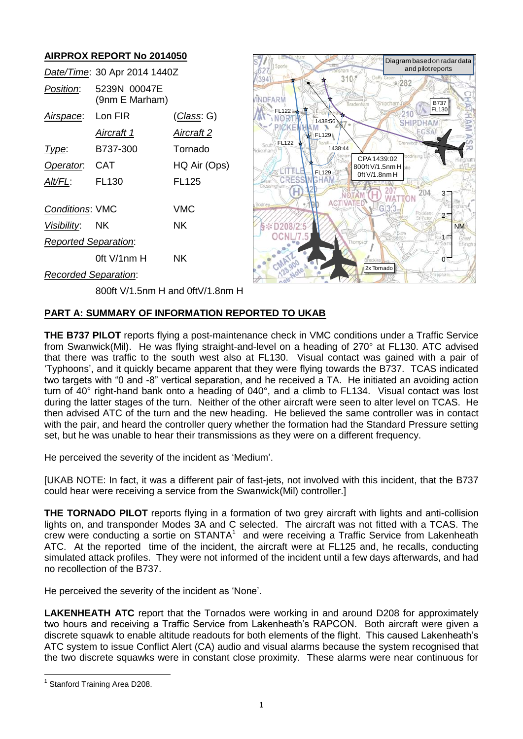# AIRPROX REPORT No 2014050

| | | |
|---|---|---|
| *Date/Time*: | 30 Apr 2014 1440Z | |
| *Position*: | 5239N 00047E (9nm E Marham) | |
| *Airspace*: | Lon FIR | (*Class*: G) |
| | *Aircraft 1* | *Aircraft 2* |
| *Type*: | B737-300 | Tornado |
| *Operator*: | CAT | HQ Air (Ops) |
| *Alt/FL*: | FL130 | FL125 |
| *Conditions*: | VMC | VMC |
| *Visibility*: | NK | NK |
| *Reported Separation*: | | |
| | 0ft V/1nm H | NK |
| *Recorded Separation*: | | |
| | 800ft V/1.5nm H and 0ft V/1.8nm H | |

Diagram based on radar data and pilot reports

## PART A: SUMMARY OF INFORMATION REPORTED TO UKAB

**THE B737 PILOT** reports flying a post-maintenance check in VMC conditions under a Traffic Service from Swanwick(Mil). He was flying straight-and-level on a heading of 270° at FL130. ATC advised that there was traffic to the south west also at FL130. Visual contact was gained with a pair of 'Typhoons', and it quickly became apparent that they were flying towards the B737. TCAS indicated two targets with "0 and -8" vertical separation, and he received a TA. He initiated an avoiding action turn of 40° right-hand bank onto a heading of 040°, and a climb to FL134. Visual contact was lost during the latter stages of the turn. Neither of the other aircraft were seen to alter level on TCAS. He then advised ATC of the turn and the new heading. He believed the same controller was in contact with the pair, and heard the controller query whether the formation had the Standard Pressure setting set, but he was unable to hear their transmissions as they were on a different frequency.

He perceived the severity of the incident as 'Medium'.

[UKAB NOTE: In fact, it was a different pair of fast-jets, not involved with this incident, that the B737 could hear were receiving a service from the Swanwick(Mil) controller.]

**THE TORNADO PILOT** reports flying in a formation of two grey aircraft with lights and anti-collision lights on, and transponder Modes 3A and C selected. The aircraft was not fitted with a TCAS. The crew were conducting a sortie on STANTA[1] and were receiving a Traffic Service from Lakenheath ATC. At the reported time of the incident, the aircraft were at FL125 and, he recalls, conducting simulated attack profiles. They were not informed of the incident until a few days afterwards, and had no recollection of the B737.

He perceived the severity of the incident as 'None'.

**LAKENHEATH ATC** report that the Tornados were working in and around D208 for approximately two hours and receiving a Traffic Service from Lakenheath's RAPCON. Both aircraft were given a discrete squawk to enable altitude readouts for both elements of the flight. This caused Lakenheath's ATC system to issue Conflict Alert (CA) audio and visual alarms because the system recognised that the two discrete squawks were in constant close proximity. These alarms were near continuous for

---

[1] Stanford Training Area D208.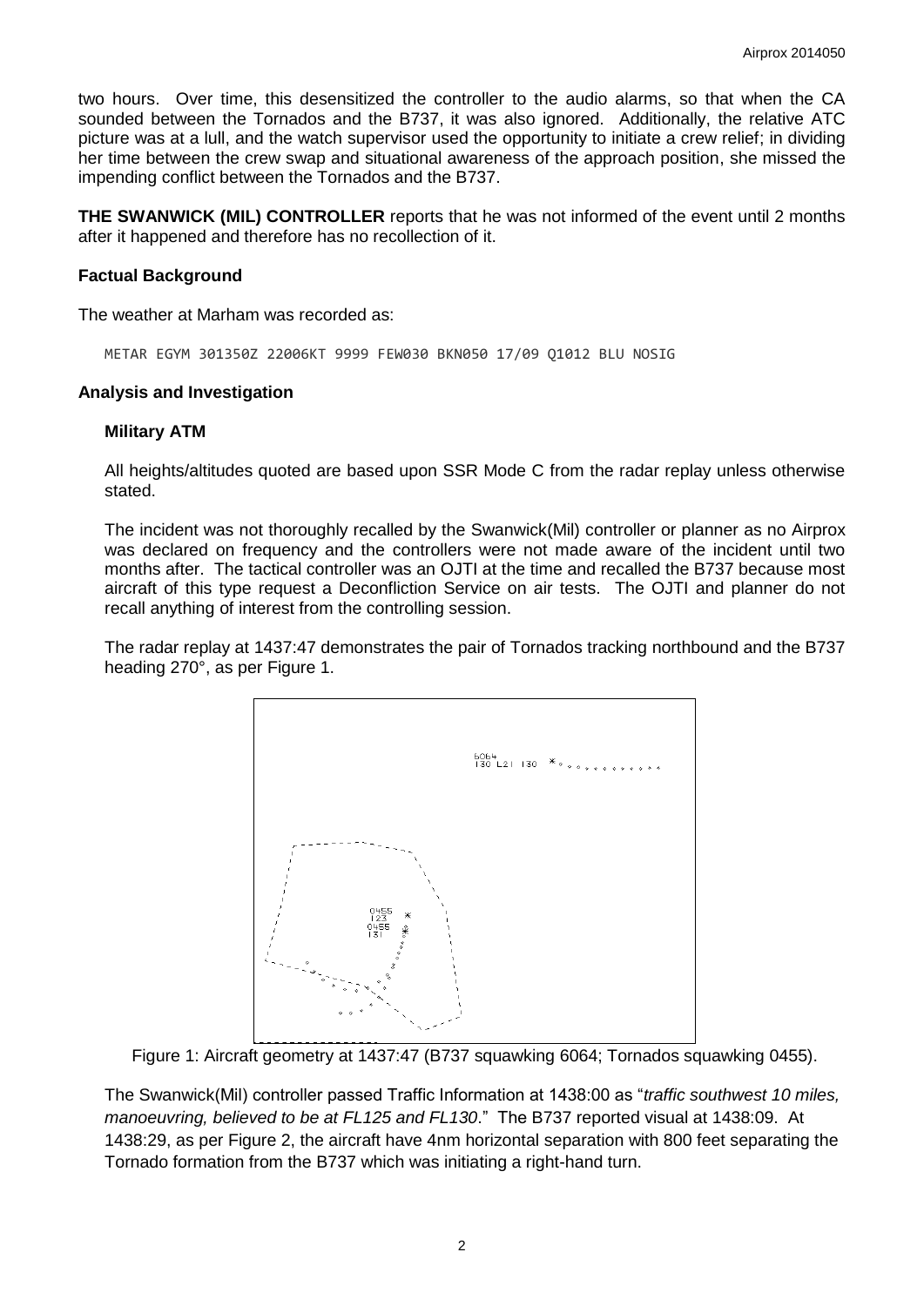two hours. Over time, this desensitized the controller to the audio alarms, so that when the CA sounded between the Tornados and the B737, it was also ignored. Additionally, the relative ATC picture was at a lull, and the watch supervisor used the opportunity to initiate a crew relief; in dividing her time between the crew swap and situational awareness of the approach position, she missed the impending conflict between the Tornados and the B737.

**THE SWANWICK (MIL) CONTROLLER** reports that he was not informed of the event until 2 months after it happened and therefore has no recollection of it.

### Factual Background

The weather at Marham was recorded as:

```
METAR EGYM 301350Z 22006KT 9999 FEW030 BKN050 17/09 Q1012 BLU NOSIG
```

### Analysis and Investigation

#### Military ATM

All heights/altitudes quoted are based upon SSR Mode C from the radar replay unless otherwise stated.

The incident was not thoroughly recalled by the Swanwick(Mil) controller or planner as no Airprox was declared on frequency and the controllers were not made aware of the incident until two months after. The tactical controller was an OJTI at the time and recalled the B737 because most aircraft of this type request a Deconfliction Service on air tests. The OJTI and planner do not recall anything of interest from the controlling session.

The radar replay at 1437:47 demonstrates the pair of Tornados tracking northbound and the B737 heading 270°, as per Figure 1.

Figure 1: Aircraft geometry at 1437:47 (B737 squawking 6064; Tornados squawking 0455).

The Swanwick(Mil) controller passed Traffic Information at 1438:00 as "*traffic southwest 10 miles, manoeuvring, believed to be at FL125 and FL130*." The B737 reported visual at 1438:09. At 1438:29, as per Figure 2, the aircraft have 4nm horizontal separation with 800 feet separating the Tornado formation from the B737 which was initiating a right-hand turn.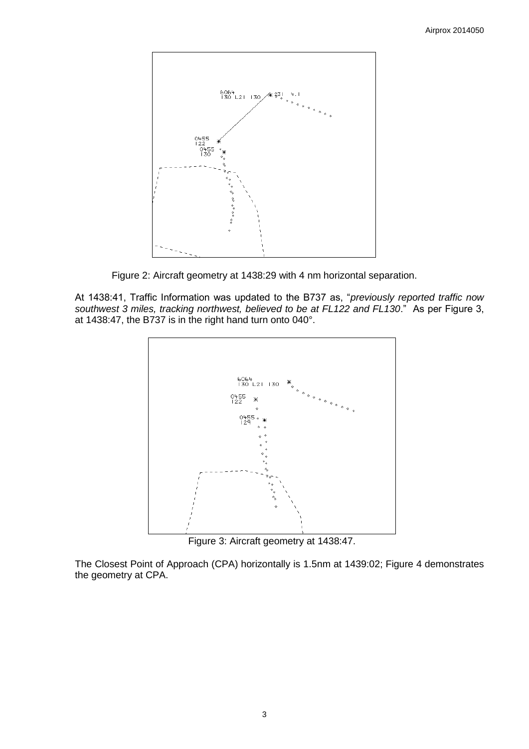Figure 2: Aircraft geometry at 1438:29 with 4 nm horizontal separation.

At 1438:41, Traffic Information was updated to the B737 as, "*previously reported traffic now southwest 3 miles, tracking northwest, believed to be at FL122 and FL130*." As per Figure 3, at 1438:47, the B737 is in the right hand turn onto 040°.

Figure 3: Aircraft geometry at 1438:47.

The Closest Point of Approach (CPA) horizontally is 1.5nm at 1439:02; Figure 4 demonstrates the geometry at CPA.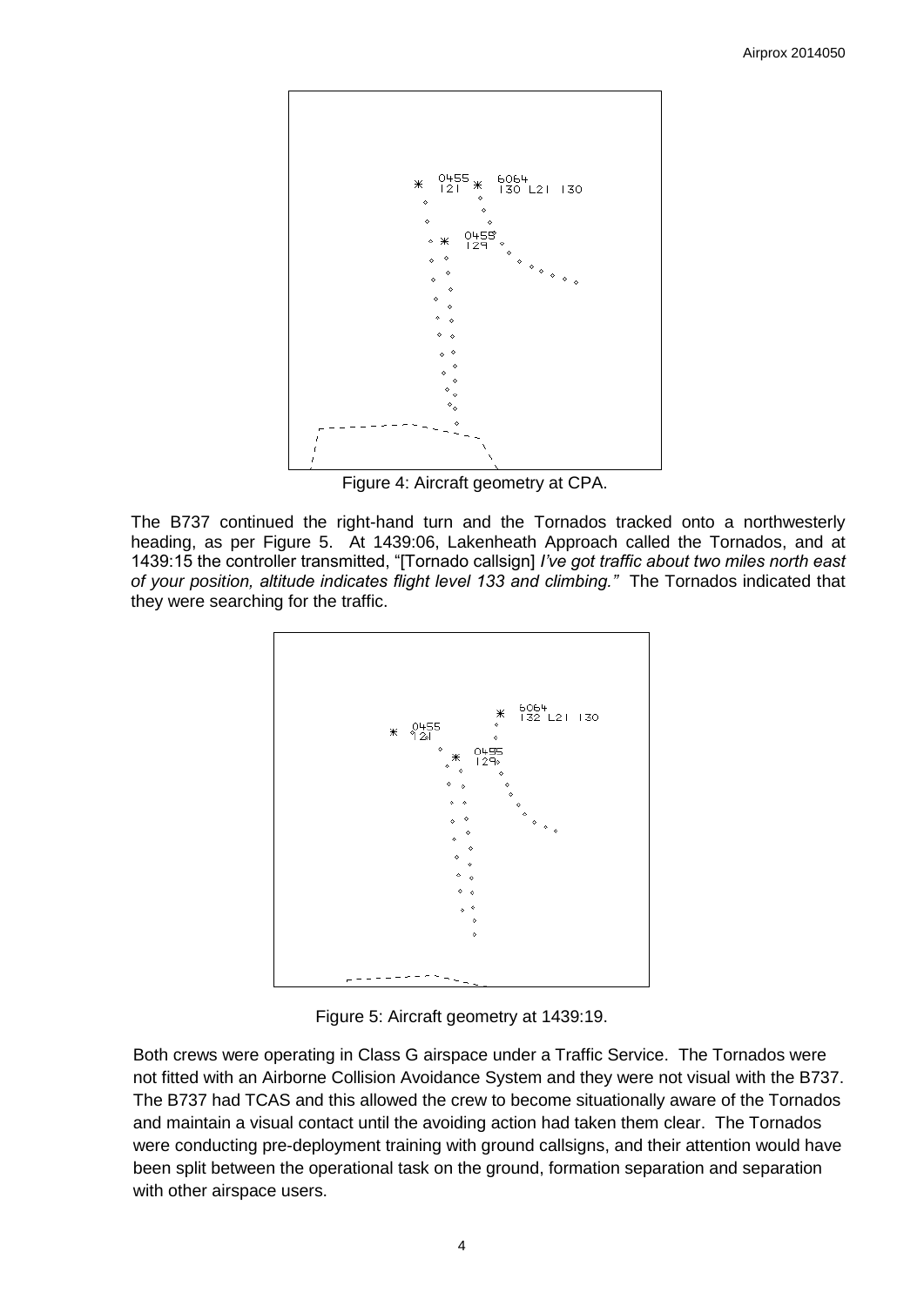Figure 4: Aircraft geometry at CPA.

The B737 continued the right-hand turn and the Tornados tracked onto a northwesterly heading, as per Figure 5. At 1439:06, Lakenheath Approach called the Tornados, and at 1439:15 the controller transmitted, "[Tornado callsign] *I've got traffic about two miles north east of your position, altitude indicates flight level 133 and climbing."* The Tornados indicated that they were searching for the traffic.

Figure 5: Aircraft geometry at 1439:19.

Both crews were operating in Class G airspace under a Traffic Service. The Tornados were not fitted with an Airborne Collision Avoidance System and they were not visual with the B737. The B737 had TCAS and this allowed the crew to become situationally aware of the Tornados and maintain a visual contact until the avoiding action had taken them clear. The Tornados were conducting pre-deployment training with ground callsigns, and their attention would have been split between the operational task on the ground, formation separation and separation with other airspace users.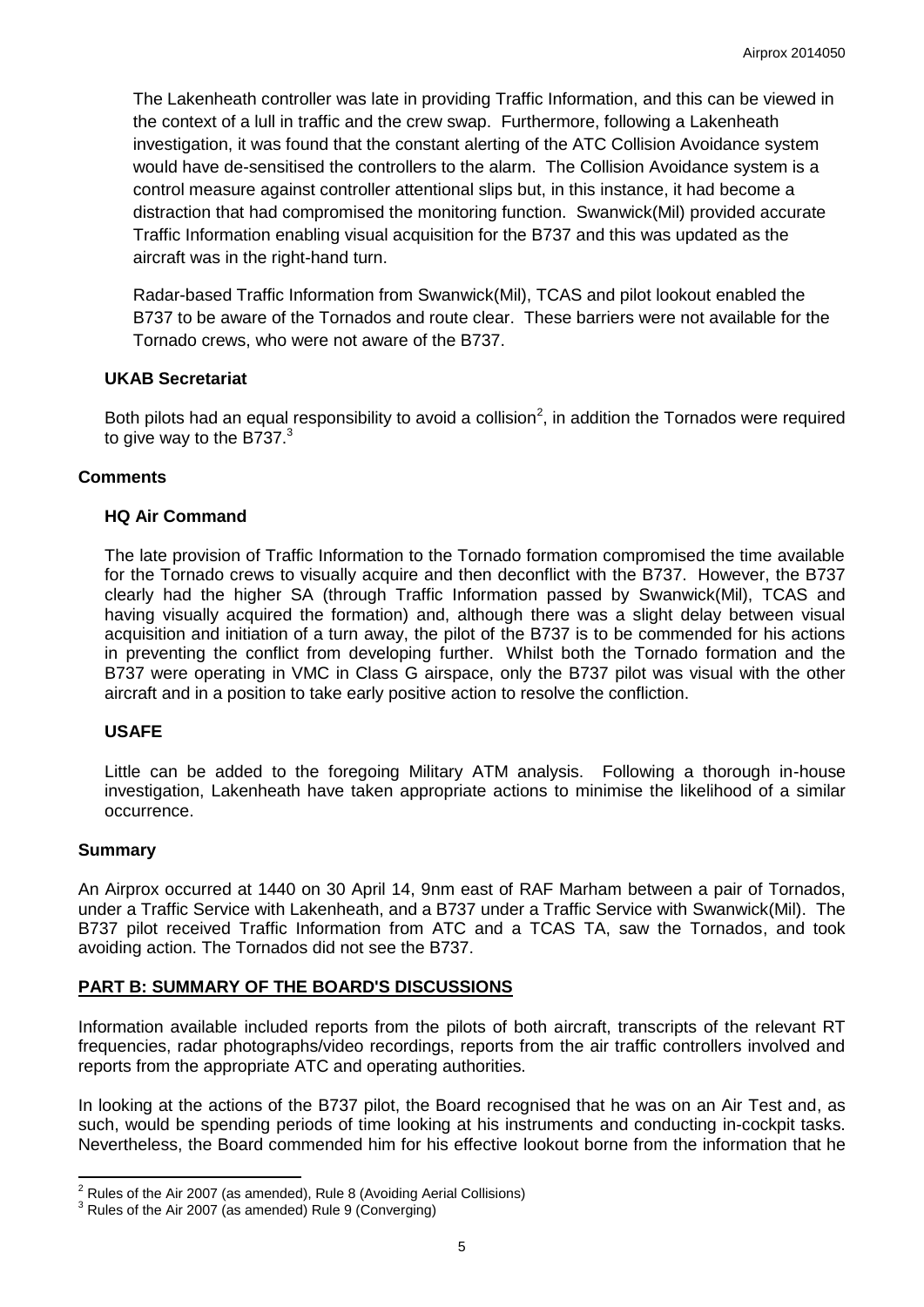The Lakenheath controller was late in providing Traffic Information, and this can be viewed in the context of a lull in traffic and the crew swap. Furthermore, following a Lakenheath investigation, it was found that the constant alerting of the ATC Collision Avoidance system would have de-sensitised the controllers to the alarm. The Collision Avoidance system is a control measure against controller attentional slips but, in this instance, it had become a distraction that had compromised the monitoring function. Swanwick(Mil) provided accurate Traffic Information enabling visual acquisition for the B737 and this was updated as the aircraft was in the right-hand turn.

Radar-based Traffic Information from Swanwick(Mil), TCAS and pilot lookout enabled the B737 to be aware of the Tornados and route clear. These barriers were not available for the Tornado crews, who were not aware of the B737.

### UKAB Secretariat

Both pilots had an equal responsibility to avoid a collision[2], in addition the Tornados were required to give way to the B737.[3]

## Comments

### HQ Air Command

The late provision of Traffic Information to the Tornado formation compromised the time available for the Tornado crews to visually acquire and then deconflict with the B737. However, the B737 clearly had the higher SA (through Traffic Information passed by Swanwick(Mil), TCAS and having visually acquired the formation) and, although there was a slight delay between visual acquisition and initiation of a turn away, the pilot of the B737 is to be commended for his actions in preventing the conflict from developing further. Whilst both the Tornado formation and the B737 were operating in VMC in Class G airspace, only the B737 pilot was visual with the other aircraft and in a position to take early positive action to resolve the confliction.

### USAFE

Little can be added to the foregoing Military ATM analysis. Following a thorough in-house investigation, Lakenheath have taken appropriate actions to minimise the likelihood of a similar occurrence.

## Summary

An Airprox occurred at 1440 on 30 April 14, 9nm east of RAF Marham between a pair of Tornados, under a Traffic Service with Lakenheath, and a B737 under a Traffic Service with Swanwick(Mil). The B737 pilot received Traffic Information from ATC and a TCAS TA, saw the Tornados, and took avoiding action. The Tornados did not see the B737.

## PART B: SUMMARY OF THE BOARD'S DISCUSSIONS

Information available included reports from the pilots of both aircraft, transcripts of the relevant RT frequencies, radar photographs/video recordings, reports from the air traffic controllers involved and reports from the appropriate ATC and operating authorities.

In looking at the actions of the B737 pilot, the Board recognised that he was on an Air Test and, as such, would be spending periods of time looking at his instruments and conducting in-cockpit tasks. Nevertheless, the Board commended him for his effective lookout borne from the information that he

---

[2] Rules of the Air 2007 (as amended), Rule 8 (Avoiding Aerial Collisions)

[3] Rules of the Air 2007 (as amended) Rule 9 (Converging)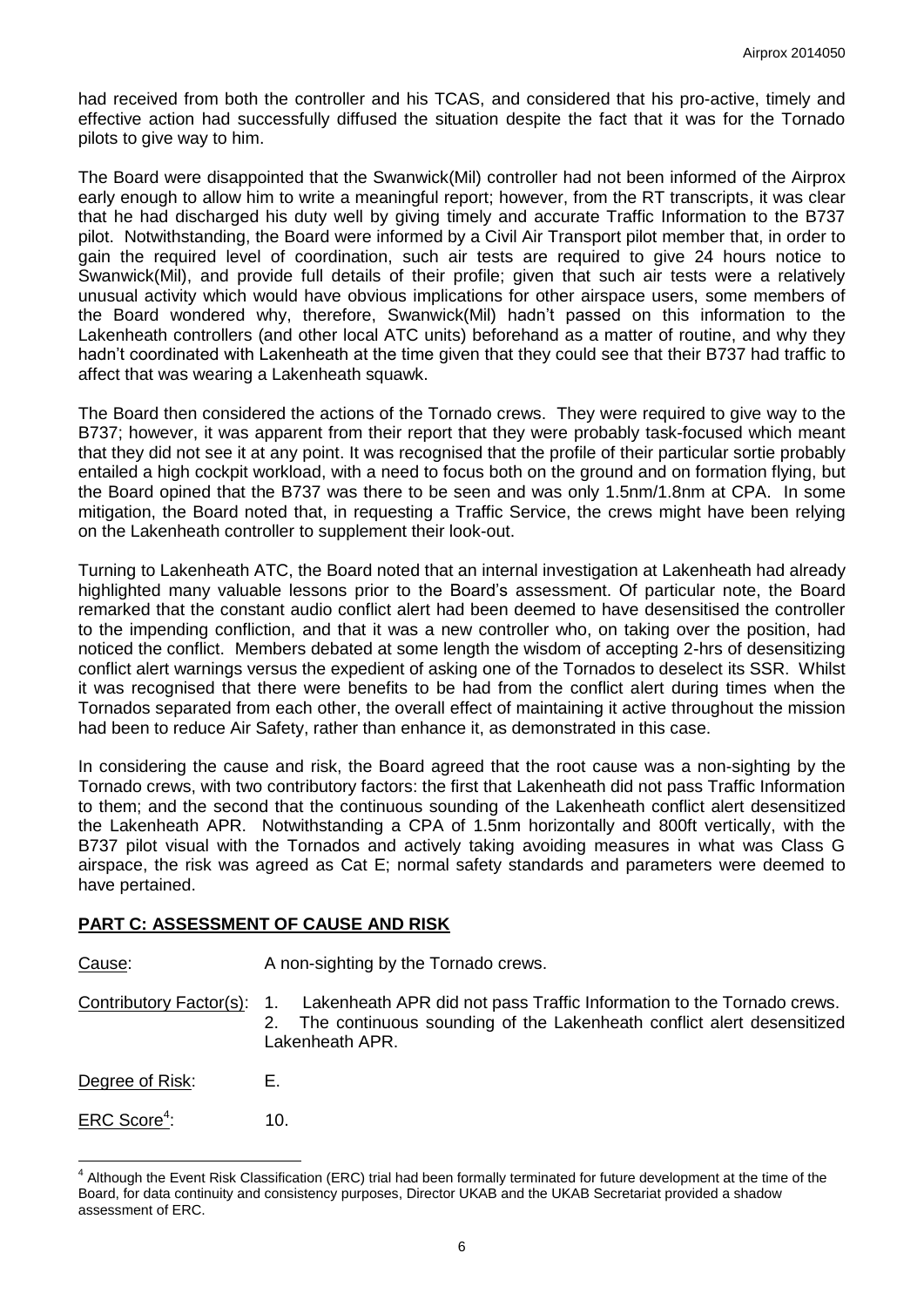had received from both the controller and his TCAS, and considered that his pro-active, timely and effective action had successfully diffused the situation despite the fact that it was for the Tornado pilots to give way to him.

The Board were disappointed that the Swanwick(Mil) controller had not been informed of the Airprox early enough to allow him to write a meaningful report; however, from the RT transcripts, it was clear that he had discharged his duty well by giving timely and accurate Traffic Information to the B737 pilot. Notwithstanding, the Board were informed by a Civil Air Transport pilot member that, in order to gain the required level of coordination, such air tests are required to give 24 hours notice to Swanwick(Mil), and provide full details of their profile; given that such air tests were a relatively unusual activity which would have obvious implications for other airspace users, some members of the Board wondered why, therefore, Swanwick(Mil) hadn't passed on this information to the Lakenheath controllers (and other local ATC units) beforehand as a matter of routine, and why they hadn't coordinated with Lakenheath at the time given that they could see that their B737 had traffic to affect that was wearing a Lakenheath squawk.

The Board then considered the actions of the Tornado crews. They were required to give way to the B737; however, it was apparent from their report that they were probably task-focused which meant that they did not see it at any point. It was recognised that the profile of their particular sortie probably entailed a high cockpit workload, with a need to focus both on the ground and on formation flying, but the Board opined that the B737 was there to be seen and was only 1.5nm/1.8nm at CPA. In some mitigation, the Board noted that, in requesting a Traffic Service, the crews might have been relying on the Lakenheath controller to supplement their look-out.

Turning to Lakenheath ATC, the Board noted that an internal investigation at Lakenheath had already highlighted many valuable lessons prior to the Board's assessment. Of particular note, the Board remarked that the constant audio conflict alert had been deemed to have desensitised the controller to the impending confliction, and that it was a new controller who, on taking over the position, had noticed the conflict. Members debated at some length the wisdom of accepting 2-hrs of desensitizing conflict alert warnings versus the expedient of asking one of the Tornados to deselect its SSR. Whilst it was recognised that there were benefits to be had from the conflict alert during times when the Tornados separated from each other, the overall effect of maintaining it active throughout the mission had been to reduce Air Safety, rather than enhance it, as demonstrated in this case.

In considering the cause and risk, the Board agreed that the root cause was a non-sighting by the Tornado crews, with two contributory factors: the first that Lakenheath did not pass Traffic Information to them; and the second that the continuous sounding of the Lakenheath conflict alert desensitized the Lakenheath APR. Notwithstanding a CPA of 1.5nm horizontally and 800ft vertically, with the B737 pilot visual with the Tornados and actively taking avoiding measures in what was Class G airspace, the risk was agreed as Cat E; normal safety standards and parameters were deemed to have pertained.

## PART C: ASSESSMENT OF CAUSE AND RISK

Cause: A non-sighting by the Tornado crews.

Contributory Factor(s):
1. Lakenheath APR did not pass Traffic Information to the Tornado crews.
2. The continuous sounding of the Lakenheath conflict alert desensitized Lakenheath APR.

Degree of Risk: E.

ERC Score[4]: 10.

[4] Although the Event Risk Classification (ERC) trial had been formally terminated for future development at the time of the Board, for data continuity and consistency purposes, Director UKAB and the UKAB Secretariat provided a shadow assessment of ERC.